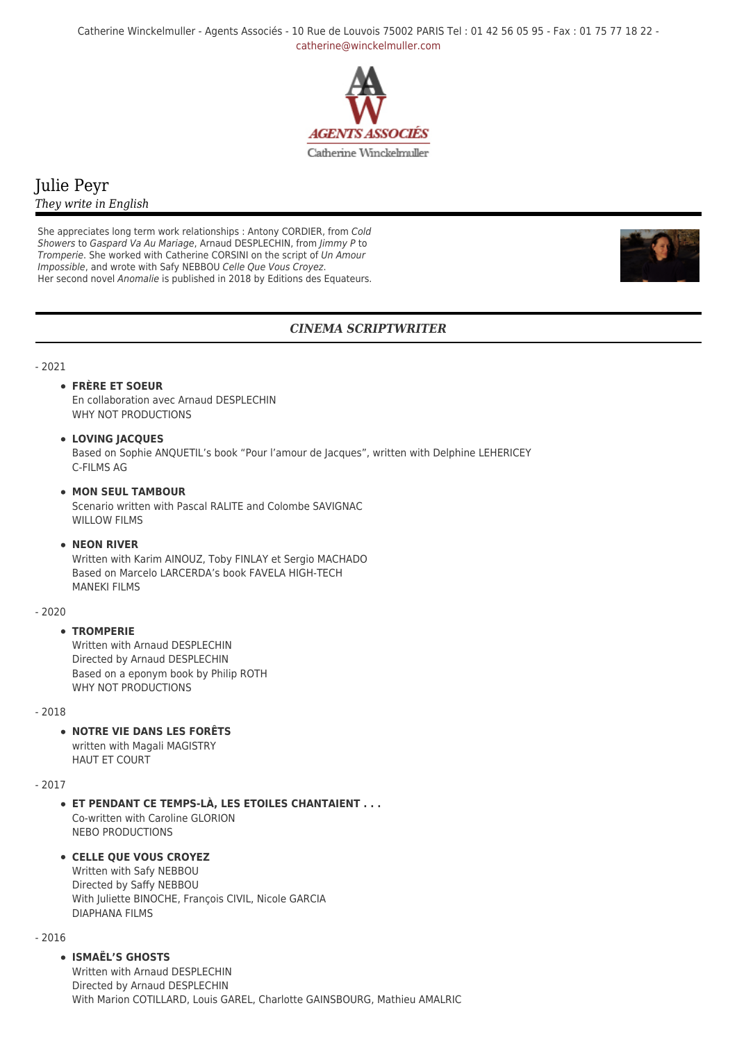Catherine Winckelmuller - Agents Associés - 10 Rue de Louvois 75002 PARIS Tel : 01 42 56 05 95 - Fax : 01 75 77 18 22 - catherine@winckelmuller.com

AGENTS ASSOCIÉS
Catherine Winckelmuller

# Julie Peyr

*They write in English*

She appreciates long term work relationships : Antony CORDIER, from *Cold Showers* to *Gaspard Va Au Mariage*, Arnaud DESPLECHIN, from *Jimmy P* to *Tromperie*. She worked with Catherine CORSINI on the script of *Un Amour Impossible*, and wrote with Safy NEBBOU *Celle Que Vous Croyez*.
Her second novel *Anomalie* is published in 2018 by Editions des Equateurs.

## *CINEMA SCRIPTWRITER*

- 2021

- **FRÈRE ET SOEUR**
  En collaboration avec Arnaud DESPLECHIN
  WHY NOT PRODUCTIONS
- **LOVING JACQUES**
  Based on Sophie ANQUETIL's book "Pour l'amour de Jacques", written with Delphine LEHERICEY
  C-FILMS AG
- **MON SEUL TAMBOUR**
  Scenario written with Pascal RALITE and Colombe SAVIGNAC
  WILLOW FILMS
- **NEON RIVER**
  Written with Karim AINOUZ, Toby FINLAY et Sergio MACHADO
  Based on Marcelo LARCERDA's book FAVELA HIGH-TECH
  MANEKI FILMS

- 2020

- **TROMPERIE**
  Written with Arnaud DESPLECHIN
  Directed by Arnaud DESPLECHIN
  Based on a eponym book by Philip ROTH
  WHY NOT PRODUCTIONS

- 2018

- **NOTRE VIE DANS LES FORÊTS**
  written with Magali MAGISTRY
  HAUT ET COURT

- 2017

- **ET PENDANT CE TEMPS-LÀ, LES ETOILES CHANTAIENT . . .**
  Co-written with Caroline GLORION
  NEBO PRODUCTIONS
- **CELLE QUE VOUS CROYEZ**
  Written with Safy NEBBOU
  Directed by Saffy NEBBOU
  With Juliette BINOCHE, François CIVIL, Nicole GARCIA
  DIAPHANA FILMS

- 2016

- **ISMAËL'S GHOSTS**
  Written with Arnaud DESPLECHIN
  Directed by Arnaud DESPLECHIN
  With Marion COTILLARD, Louis GAREL, Charlotte GAINSBOURG, Mathieu AMALRIC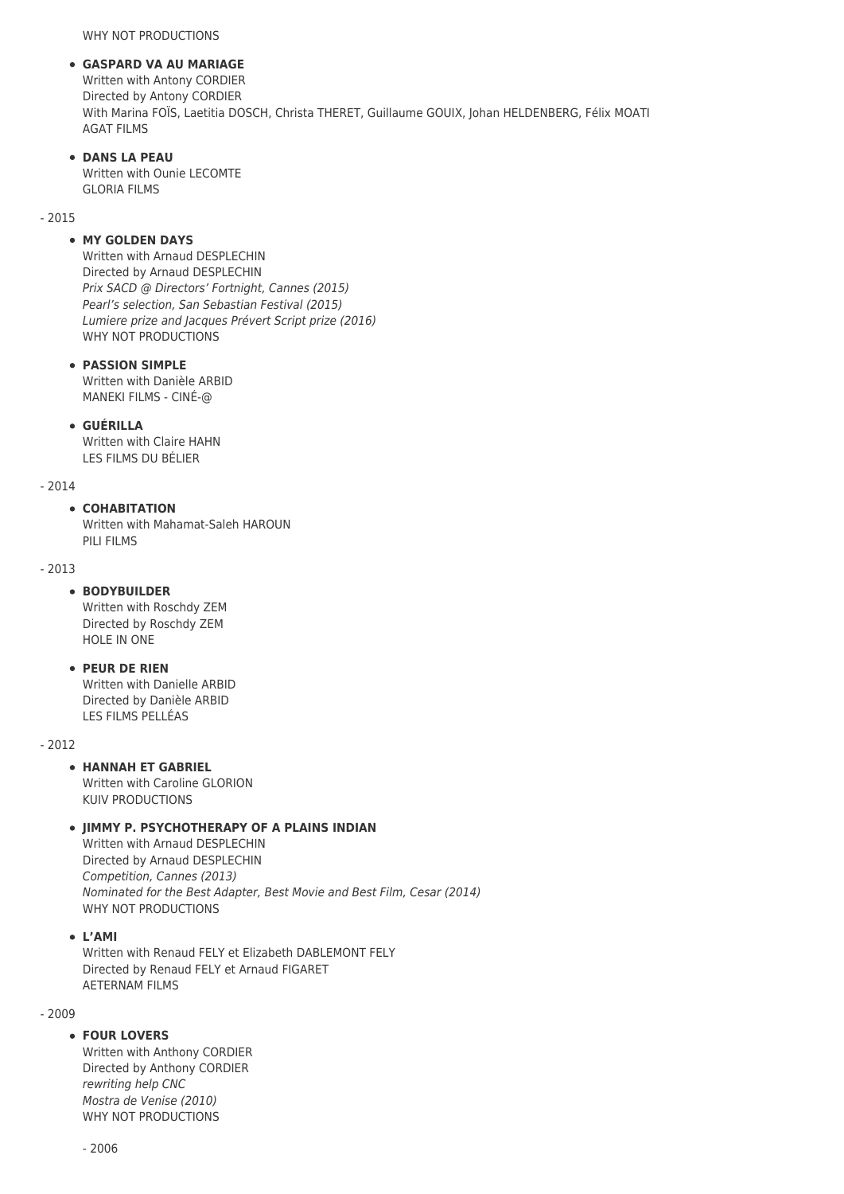WHY NOT PRODUCTIONS

- **GASPARD VA AU MARIAGE**
  Written with Antony CORDIER
  Directed by Antony CORDIER
  With Marina FOÏS, Laetitia DOSCH, Christa THERET, Guillaume GOUIX, Johan HELDENBERG, Félix MOATI
  AGAT FILMS

- **DANS LA PEAU**
  Written with Ounie LECOMTE
  GLORIA FILMS

- 2015

- **MY GOLDEN DAYS**
  Written with Arnaud DESPLECHIN
  Directed by Arnaud DESPLECHIN
  *Prix SACD @ Directors' Fortnight, Cannes (2015)*
  *Pearl's selection, San Sebastian Festival (2015)*
  *Lumiere prize and Jacques Prévert Script prize (2016)*
  WHY NOT PRODUCTIONS

- **PASSION SIMPLE**
  Written with Danièle ARBID
  MANEKI FILMS - CINÉ-@

- **GUÉRILLA**
  Written with Claire HAHN
  LES FILMS DU BÉLIER

- 2014

- **COHABITATION**
  Written with Mahamat-Saleh HAROUN
  PILI FILMS

- 2013

- **BODYBUILDER**
  Written with Roschdy ZEM
  Directed by Roschdy ZEM
  HOLE IN ONE

- **PEUR DE RIEN**
  Written with Danielle ARBID
  Directed by Danièle ARBID
  LES FILMS PELLÉAS

- 2012

- **HANNAH ET GABRIEL**
  Written with Caroline GLORION
  KUIV PRODUCTIONS

- **JIMMY P. PSYCHOTHERAPY OF A PLAINS INDIAN**
  Written with Arnaud DESPLECHIN
  Directed by Arnaud DESPLECHIN
  *Competition, Cannes (2013)*
  *Nominated for the Best Adapter, Best Movie and Best Film, Cesar (2014)*
  WHY NOT PRODUCTIONS

- **L'AMI**
  Written with Renaud FELY et Elizabeth DABLEMONT FELY
  Directed by Renaud FELY et Arnaud FIGARET
  AETERNAM FILMS

- 2009

- **FOUR LOVERS**
  Written with Anthony CORDIER
  Directed by Anthony CORDIER
  *rewriting help CNC*
  *Mostra de Venise (2010)*
  WHY NOT PRODUCTIONS

- 2006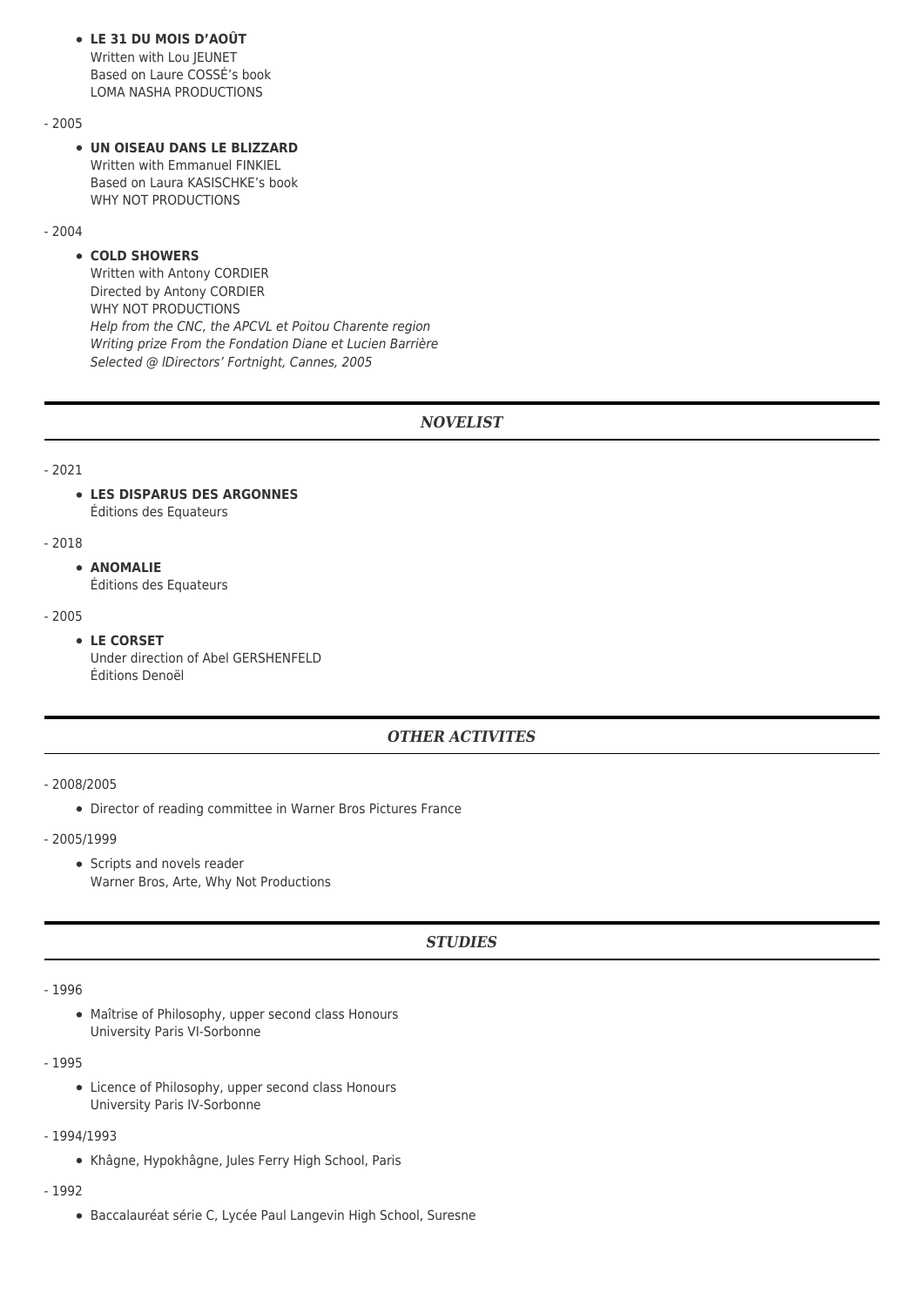- **LE 31 DU MOIS D'AOÛT**
  Written with Lou JEUNET
  Based on Laure COSSÉ's book
  LOMA NASHA PRODUCTIONS

- 2005

- **UN OISEAU DANS LE BLIZZARD**
  Written with Emmanuel FINKIEL
  Based on Laura KASISCHKE's book
  WHY NOT PRODUCTIONS

- 2004

- **COLD SHOWERS**
  Written with Antony CORDIER
  Directed by Antony CORDIER
  WHY NOT PRODUCTIONS
  *Help from the CNC, the APCVL et Poitou Charente region*
  *Writing prize From the Fondation Diane et Lucien Barrière*
  *Selected @ lDirectors' Fortnight, Cannes, 2005*

## *NOVELIST*

- 2021

- **LES DISPARUS DES ARGONNES**
  Éditions des Equateurs

- 2018

- **ANOMALIE**
  Éditions des Equateurs

- 2005

- **LE CORSET**
  Under direction of Abel GERSHENFELD
  Éditions Denoël

## *OTHER ACTIVITES*

- 2008/2005

- Director of reading committee in Warner Bros Pictures France

- 2005/1999

- Scripts and novels reader
  Warner Bros, Arte, Why Not Productions

## *STUDIES*

- 1996

- Maîtrise of Philosophy, upper second class Honours
  University Paris VI-Sorbonne

- 1995

- Licence of Philosophy, upper second class Honours
  University Paris IV-Sorbonne

- 1994/1993

- Khâgne, Hypokhâgne, Jules Ferry High School, Paris

- 1992

- Baccalauréat série C, Lycée Paul Langevin High School, Suresne